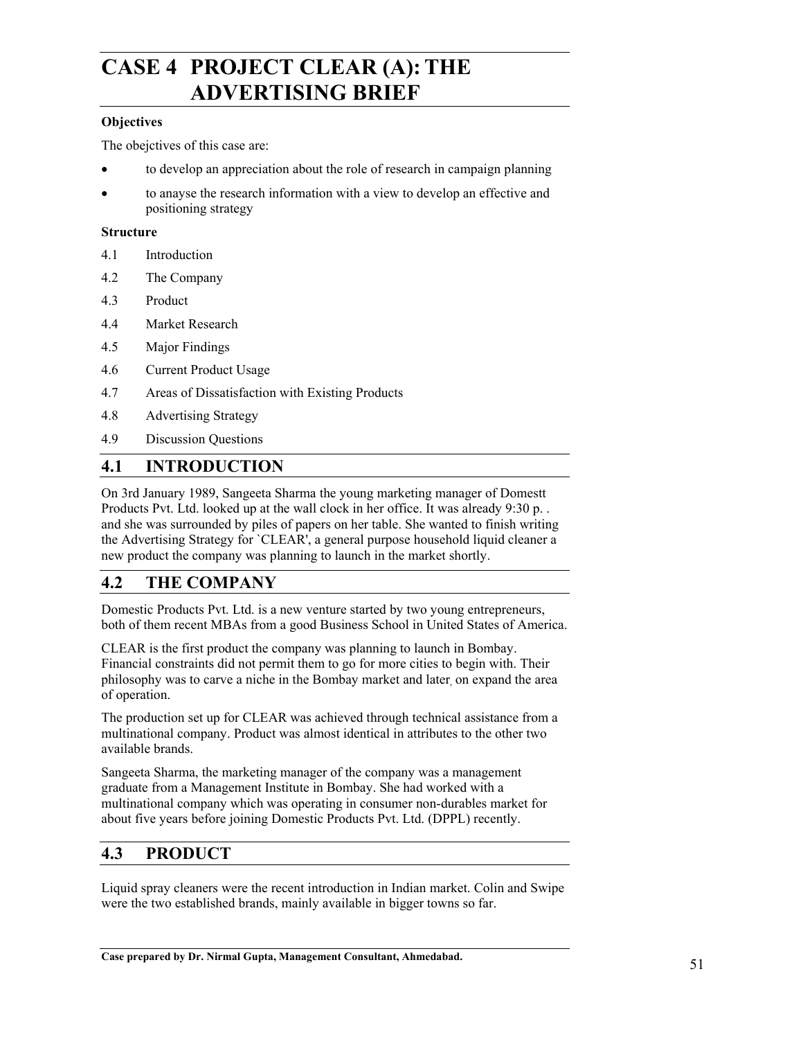# CASE 4 PROJECT CLEAR (A): THE ADVERTISING BRIEF

**Objectives**

The obejctives of this case are:

- to develop an appreciation about the role of research in campaign planning
- to anayse the research information with a view to develop an effective and positioning strategy

**Structure**

4.1 Introduction

4.2 The Company

4.3 Product

4.4 Market Research

4.5 Major Findings

4.6 Current Product Usage

4.7 Areas of Dissatisfaction with Existing Products

4.8 Advertising Strategy

4.9 Discussion Questions

## 4.1 INTRODUCTION

On 3rd January 1989, Sangeeta Sharma the young marketing manager of Domestt Products Pvt. Ltd. looked up at the wall clock in her office. It was already 9:30 p. . and she was surrounded by piles of papers on her table. She wanted to finish writing the Advertising Strategy for `CLEAR', a general purpose household liquid cleaner a new product the company was planning to launch in the market shortly.

## 4.2 THE COMPANY

Domestic Products Pvt. Ltd. is a new venture started by two young entrepreneurs, both of them recent MBAs from a good Business School in United States of America.

CLEAR is the first product the company was planning to launch in Bombay. Financial constraints did not permit them to go for more cities to begin with. Their philosophy was to carve a niche in the Bombay market and later, on expand the area of operation.

The production set up for CLEAR was achieved through technical assistance from a multinational company. Product was almost identical in attributes to the other two available brands.

Sangeeta Sharma, the marketing manager of the company was a management graduate from a Management Institute in Bombay. She had worked with a multinational company which was operating in consumer non-durables market for about five years before joining Domestic Products Pvt. Ltd. (DPPL) recently.

## 4.3 PRODUCT

Liquid spray cleaners were the recent introduction in Indian market. Colin and Swipe were the two established brands, mainly available in bigger towns so far.

Case prepared by Dr. Nirmal Gupta, Management Consultant, Ahmedabad.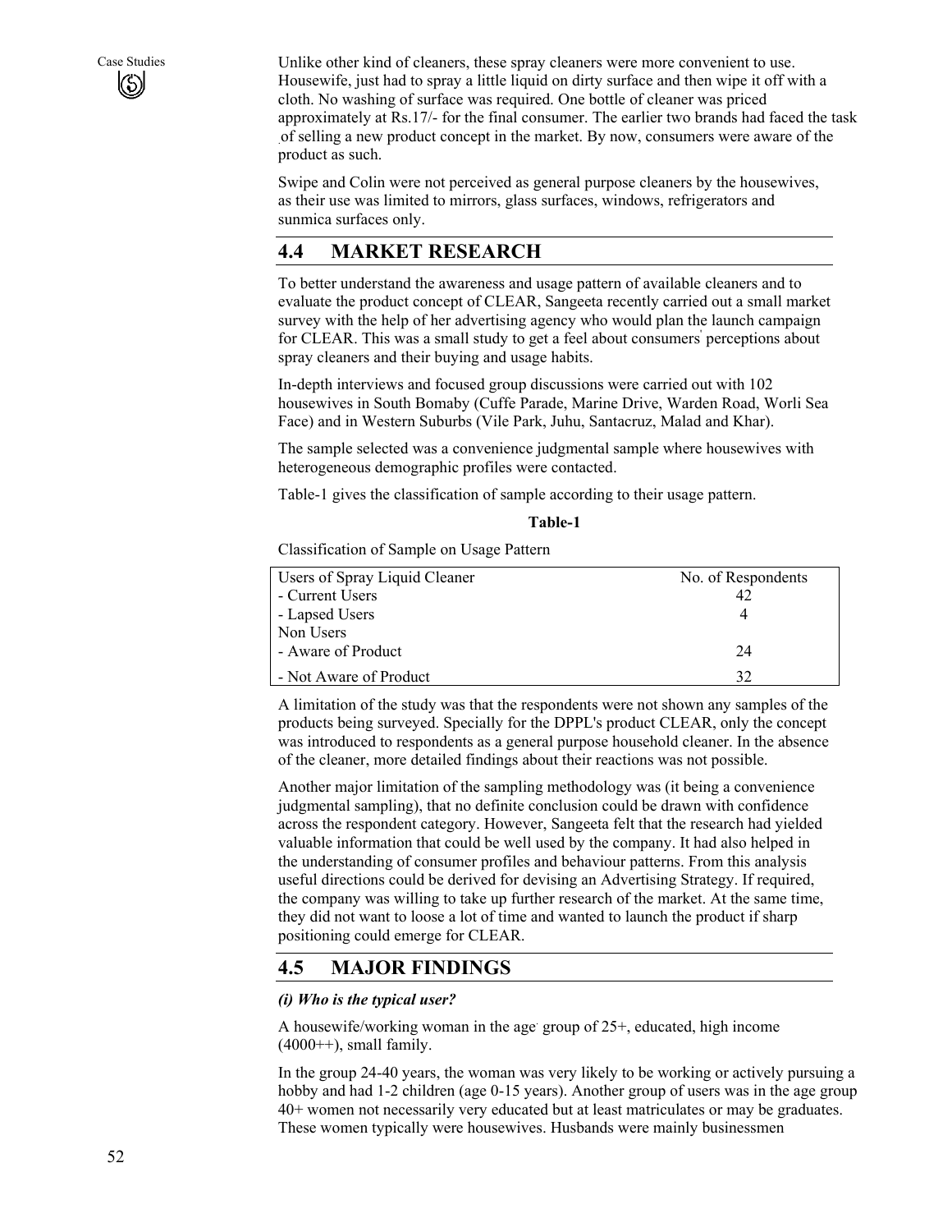Unlike other kind of cleaners, these spray cleaners were more convenient to use. Housewife, just had to spray a little liquid on dirty surface and then wipe it off with a cloth. No washing of surface was required. One bottle of cleaner was priced approximately at Rs.17/- for the final consumer. The earlier two brands had faced the task of selling a new product concept in the market. By now, consumers were aware of the product as such.

Swipe and Colin were not perceived as general purpose cleaners by the housewives, as their use was limited to mirrors, glass surfaces, windows, refrigerators and sunmica surfaces only.

## 4.4 MARKET RESEARCH

To better understand the awareness and usage pattern of available cleaners and to evaluate the product concept of CLEAR, Sangeeta recently carried out a small market survey with the help of her advertising agency who would plan the launch campaign for CLEAR. This was a small study to get a feel about consumers' perceptions about spray cleaners and their buying and usage habits.

In-depth interviews and focused group discussions were carried out with 102 housewives in South Bomaby (Cuffe Parade, Marine Drive, Warden Road, Worli Sea Face) and in Western Suburbs (Vile Park, Juhu, Santacruz, Malad and Khar).

The sample selected was a convenience judgmental sample where housewives with heterogeneous demographic profiles were contacted.

Table-1 gives the classification of sample according to their usage pattern.

**Table-1**

Classification of Sample on Usage Pattern

| Users of Spray Liquid Cleaner | No. of Respondents |
|---|---|
| - Current Users | 42 |
| - Lapsed Users | 4 |
| Non Users | |
| - Aware of Product | 24 |
| - Not Aware of Product | 32 |

A limitation of the study was that the respondents were not shown any samples of the products being surveyed. Specially for the DPPL's product CLEAR, only the concept was introduced to respondents as a general purpose household cleaner. In the absence of the cleaner, more detailed findings about their reactions was not possible.

Another major limitation of the sampling methodology was (it being a convenience judgmental sampling), that no definite conclusion could be drawn with confidence across the respondent category. However, Sangeeta felt that the research had yielded valuable information that could be well used by the company. It had also helped in the understanding of consumer profiles and behaviour patterns. From this analysis useful directions could be derived for devising an Advertising Strategy. If required, the company was willing to take up further research of the market. At the same time, they did not want to loose a lot of time and wanted to launch the product if sharp positioning could emerge for CLEAR.

## 4.5 MAJOR FINDINGS

***(i) Who is the typical user?***

A housewife/working woman in the age group of 25+, educated, high income (4000++), small family.

In the group 24-40 years, the woman was very likely to be working or actively pursuing a hobby and had 1-2 children (age 0-15 years). Another group of users was in the age group 40+ women not necessarily very educated but at least matriculates or may be graduates. These women typically were housewives. Husbands were mainly businessmen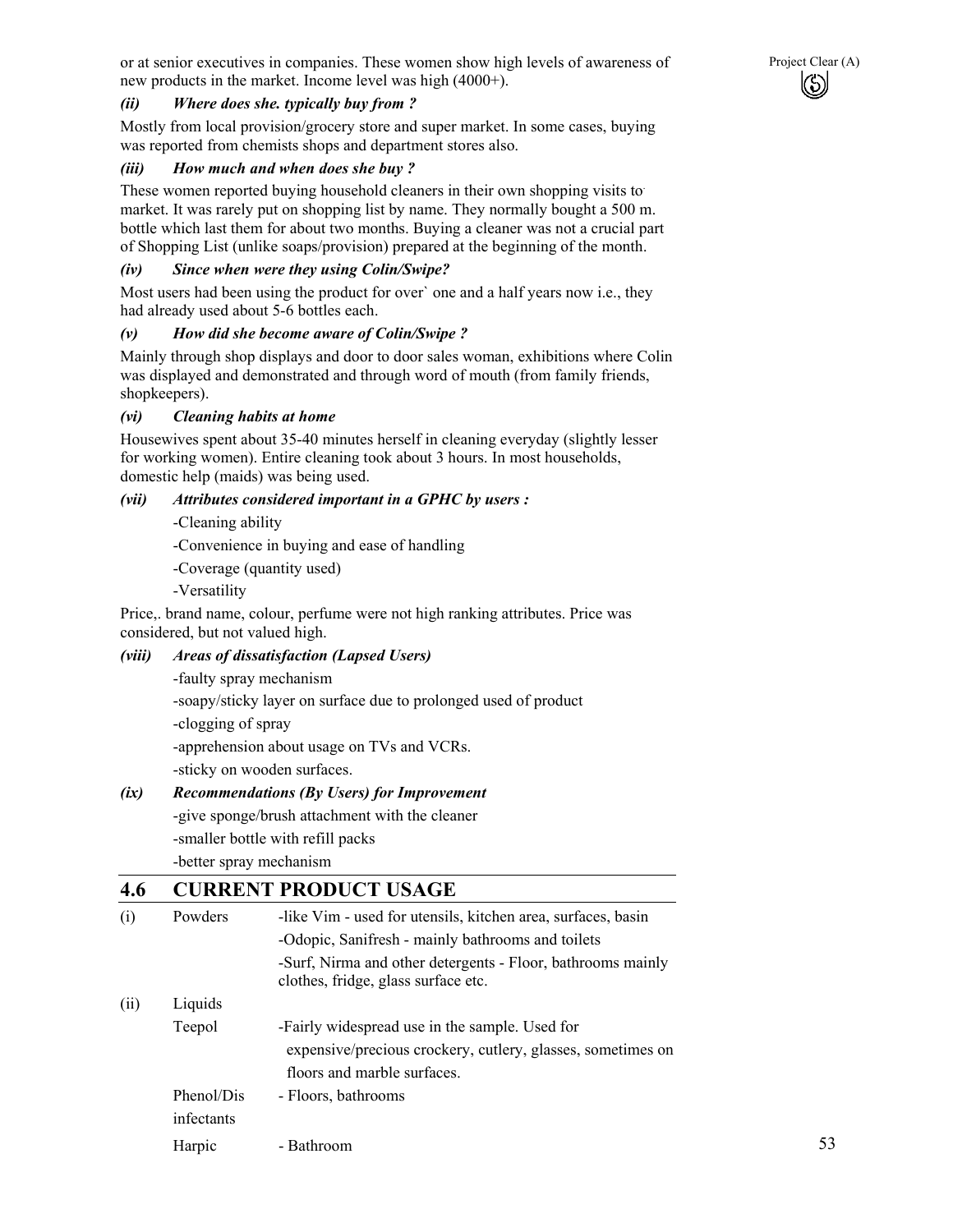or at senior executives in companies. These women show high levels of awareness of new products in the market. Income level was high (4000+).

***(ii) Where does she. typically buy from ?***

Mostly from local provision/grocery store and super market. In some cases, buying was reported from chemists shops and department stores also.

***(iii) How much and when does she buy ?***

These women reported buying household cleaners in their own shopping visits to market. It was rarely put on shopping list by name. They normally bought a 500 m. bottle which last them for about two months. Buying a cleaner was not a crucial part of Shopping List (unlike soaps/provision) prepared at the beginning of the month.

***(iv) Since when were they using Colin/Swipe?***

Most users had been using the product for over` one and a half years now i.e., they had already used about 5-6 bottles each.

***(v) How did she become aware of Colin/Swipe ?***

Mainly through shop displays and door to door sales woman, exhibitions where Colin was displayed and demonstrated and through word of mouth (from family friends, shopkeepers).

***(vi) Cleaning habits at home***

Housewives spent about 35-40 minutes herself in cleaning everyday (slightly lesser for working women). Entire cleaning took about 3 hours. In most households, domestic help (maids) was being used.

***(vii) Attributes considered important in a GPHC by users :***

-Cleaning ability

-Convenience in buying and ease of handling

-Coverage (quantity used)

-Versatility

Price,. brand name, colour, perfume were not high ranking attributes. Price was considered, but not valued high.

***(viii) Areas of dissatisfaction (Lapsed Users)***

-faulty spray mechanism

-soapy/sticky layer on surface due to prolonged used of product

-clogging of spray

-apprehension about usage on TVs and VCRs.

-sticky on wooden surfaces.

***(ix) Recommendations (By Users) for Improvement***

-give sponge/brush attachment with the cleaner

-smaller bottle with refill packs

-better spray mechanism

## 4.6 CURRENT PRODUCT USAGE

| | | |
|---|---|---|
| (i) | Powders | -like Vim - used for utensils, kitchen area, surfaces, basin |
| | | -Odopic, Sanifresh - mainly bathrooms and toilets |
| | | -Surf, Nirma and other detergents - Floor, bathrooms mainly clothes, fridge, glass surface etc. |
| (ii) | Liquids | |
| | Teepol | -Fairly widespread use in the sample. Used for expensive/precious crockery, cutlery, glasses, sometimes on floors and marble surfaces. |
| | Phenol/Disinfectants | - Floors, bathrooms |
| | Harpic | - Bathroom |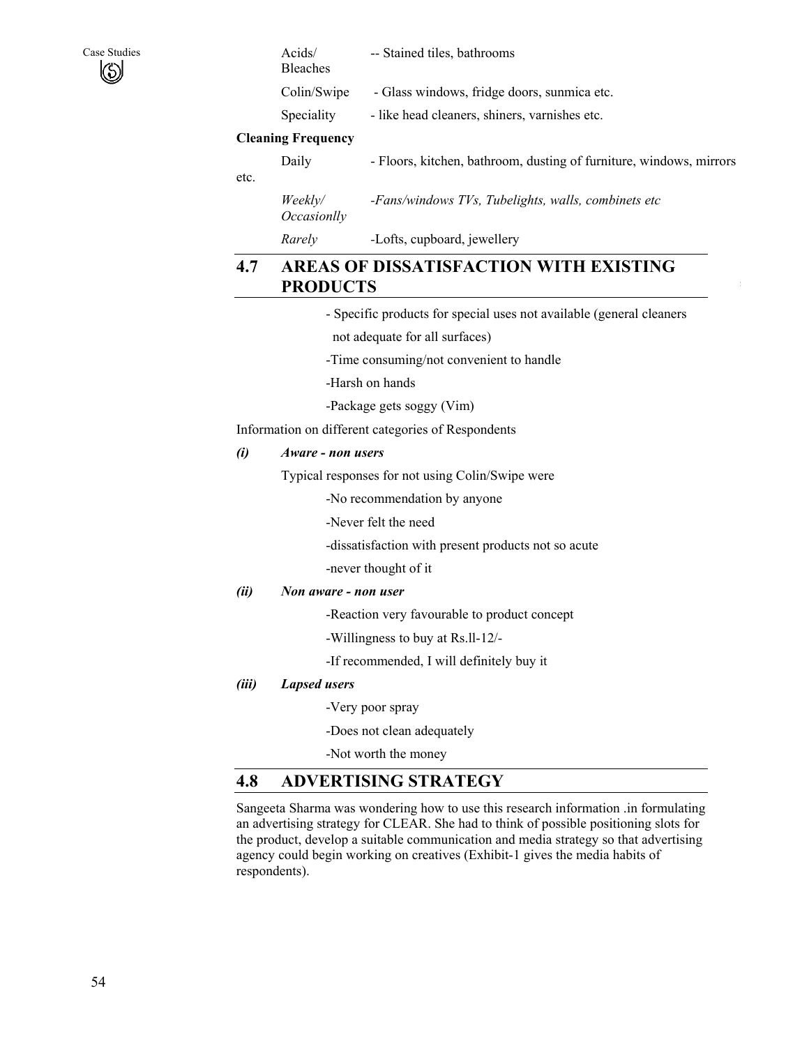| | |
|---|---|
| Acids/ Bleaches | -- Stained tiles, bathrooms |
| Colin/Swipe | - Glass windows, fridge doors, sunmica etc. |
| Speciality | - like head cleaners, shiners, varnishes etc. |

**Cleaning Frequency**

| | |
|---|---|
| Daily | - Floors, kitchen, bathroom, dusting of furniture, windows, mirrors etc. |
| *Weekly/ Occasionlly* | *-Fans/windows TVs, Tubelights, walls, combinets etc* |
| *Rarely* | -Lofts, cupboard, jewellery |

## 4.7 AREAS OF DISSATISFACTION WITH EXISTING PRODUCTS

- Specific products for special uses not available (general cleaners not adequate for all surfaces)

-Time consuming/not convenient to handle

-Harsh on hands

-Package gets soggy (Vim)

Information on different categories of Respondents

***(i) Aware - non users***

Typical responses for not using Colin/Swipe were

-No recommendation by anyone

-Never felt the need

-dissatisfaction with present products not so acute

-never thought of it

***(ii) Non aware - non user***

-Reaction very favourable to product concept

-Willingness to buy at Rs.ll-12/-

-If recommended, I will definitely buy it

***(iii) Lapsed users***

-Very poor spray

-Does not clean adequately

-Not worth the money

## 4.8 ADVERTISING STRATEGY

Sangeeta Sharma was wondering how to use this research information .in formulating an advertising strategy for CLEAR. She had to think of possible positioning slots for the product, develop a suitable communication and media strategy so that advertising agency could begin working on creatives (Exhibit-1 gives the media habits of respondents).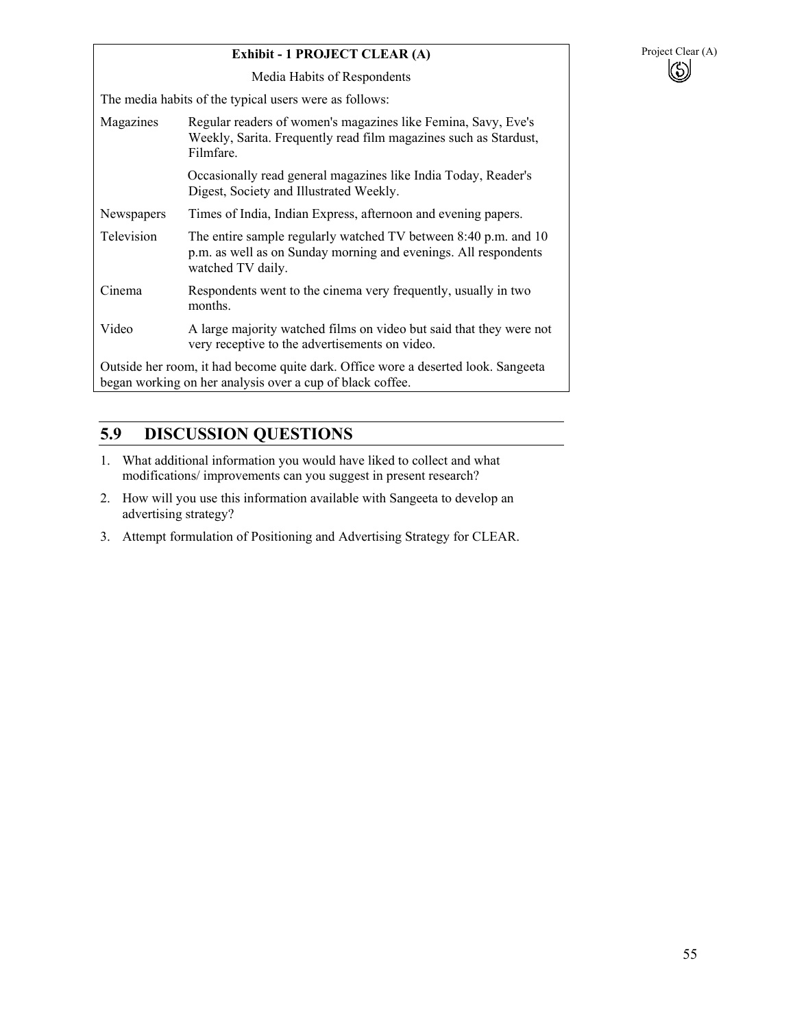**Exhibit - 1 PROJECT CLEAR (A)**

Media Habits of Respondents

The media habits of the typical users were as follows:

| | |
|---|---|
| Magazines | Regular readers of women's magazines like Femina, Savy, Eve's Weekly, Sarita. Frequently read film magazines such as Stardust, Filmfare. |
| | Occasionally read general magazines like India Today, Reader's Digest, Society and Illustrated Weekly. |
| Newspapers | Times of India, Indian Express, afternoon and evening papers. |
| Television | The entire sample regularly watched TV between 8:40 p.m. and 10 p.m. as well as on Sunday morning and evenings. All respondents watched TV daily. |
| Cinema | Respondents went to the cinema very frequently, usually in two months. |
| Video | A large majority watched films on video but said that they were not very receptive to the advertisements on video. |

Outside her room, it had become quite dark. Office wore a deserted look. Sangeeta began working on her analysis over a cup of black coffee.

## 5.9 DISCUSSION QUESTIONS

1. What additional information you would have liked to collect and what modifications/ improvements can you suggest in present research?
2. How will you use this information available with Sangeeta to develop an advertising strategy?
3. Attempt formulation of Positioning and Advertising Strategy for CLEAR.